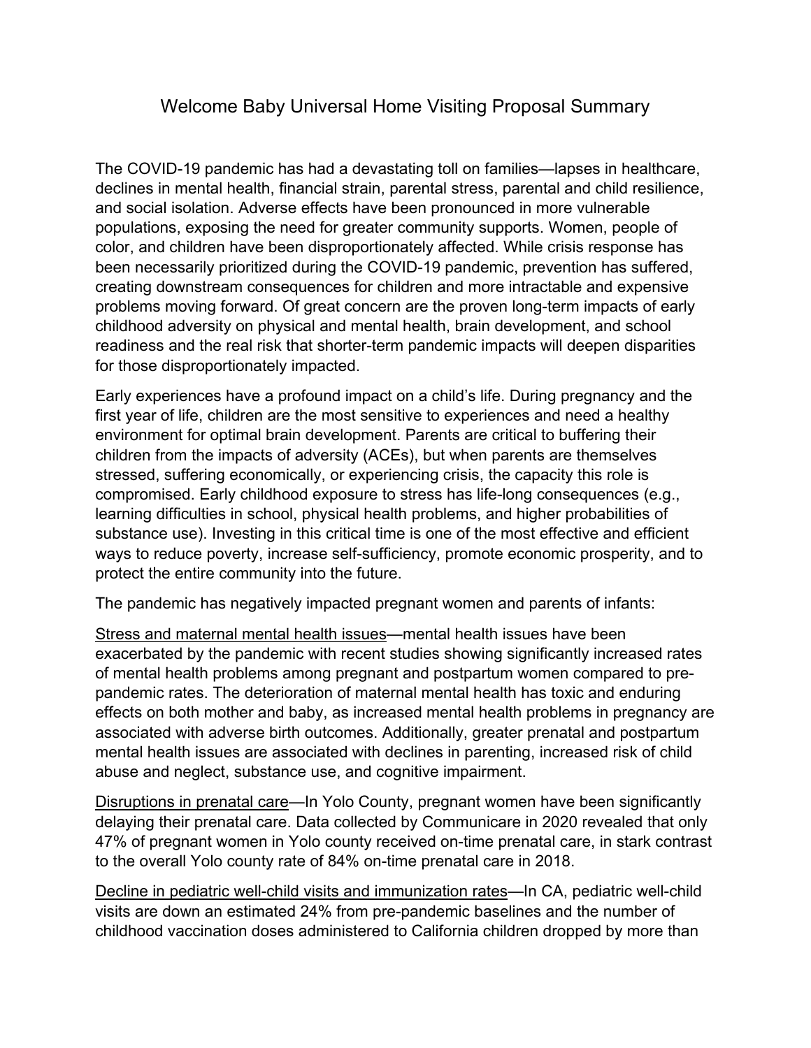# Welcome Baby Universal Home Visiting Proposal Summary

The COVID-19 pandemic has had a devastating toll on families—lapses in healthcare, declines in mental health, financial strain, parental stress, parental and child resilience, and social isolation. Adverse effects have been pronounced in more vulnerable populations, exposing the need for greater community supports. Women, people of color, and children have been disproportionately affected. While crisis response has been necessarily prioritized during the COVID-19 pandemic, prevention has suffered, creating downstream consequences for children and more intractable and expensive problems moving forward. Of great concern are the proven long-term impacts of early childhood adversity on physical and mental health, brain development, and school readiness and the real risk that shorter-term pandemic impacts will deepen disparities for those disproportionately impacted.

Early experiences have a profound impact on a child's life. During pregnancy and the first year of life, children are the most sensitive to experiences and need a healthy environment for optimal brain development. Parents are critical to buffering their children from the impacts of adversity (ACEs), but when parents are themselves stressed, suffering economically, or experiencing crisis, the capacity this role is compromised. Early childhood exposure to stress has life-long consequences (e.g., learning difficulties in school, physical health problems, and higher probabilities of substance use). Investing in this critical time is one of the most effective and efficient ways to reduce poverty, increase self-sufficiency, promote economic prosperity, and to protect the entire community into the future.

The pandemic has negatively impacted pregnant women and parents of infants:

<u>Stress and maternal mental health issues</u>—mental health issues have been exacerbated by the pandemic with recent studies showing significantly increased rates of mental health problems among pregnant and postpartum women compared to pre-pandemic rates. The deterioration of maternal mental health has toxic and enduring effects on both mother and baby, as increased mental health problems in pregnancy are associated with adverse birth outcomes. Additionally, greater prenatal and postpartum mental health issues are associated with declines in parenting, increased risk of child abuse and neglect, substance use, and cognitive impairment.

<u>Disruptions in prenatal care</u>—In Yolo County, pregnant women have been significantly delaying their prenatal care. Data collected by Communicare in 2020 revealed that only 47% of pregnant women in Yolo county received on-time prenatal care, in stark contrast to the overall Yolo county rate of 84% on-time prenatal care in 2018.

<u>Decline in pediatric well-child visits and immunization rates</u>—In CA, pediatric well-child visits are down an estimated 24% from pre-pandemic baselines and the number of childhood vaccination doses administered to California children dropped by more than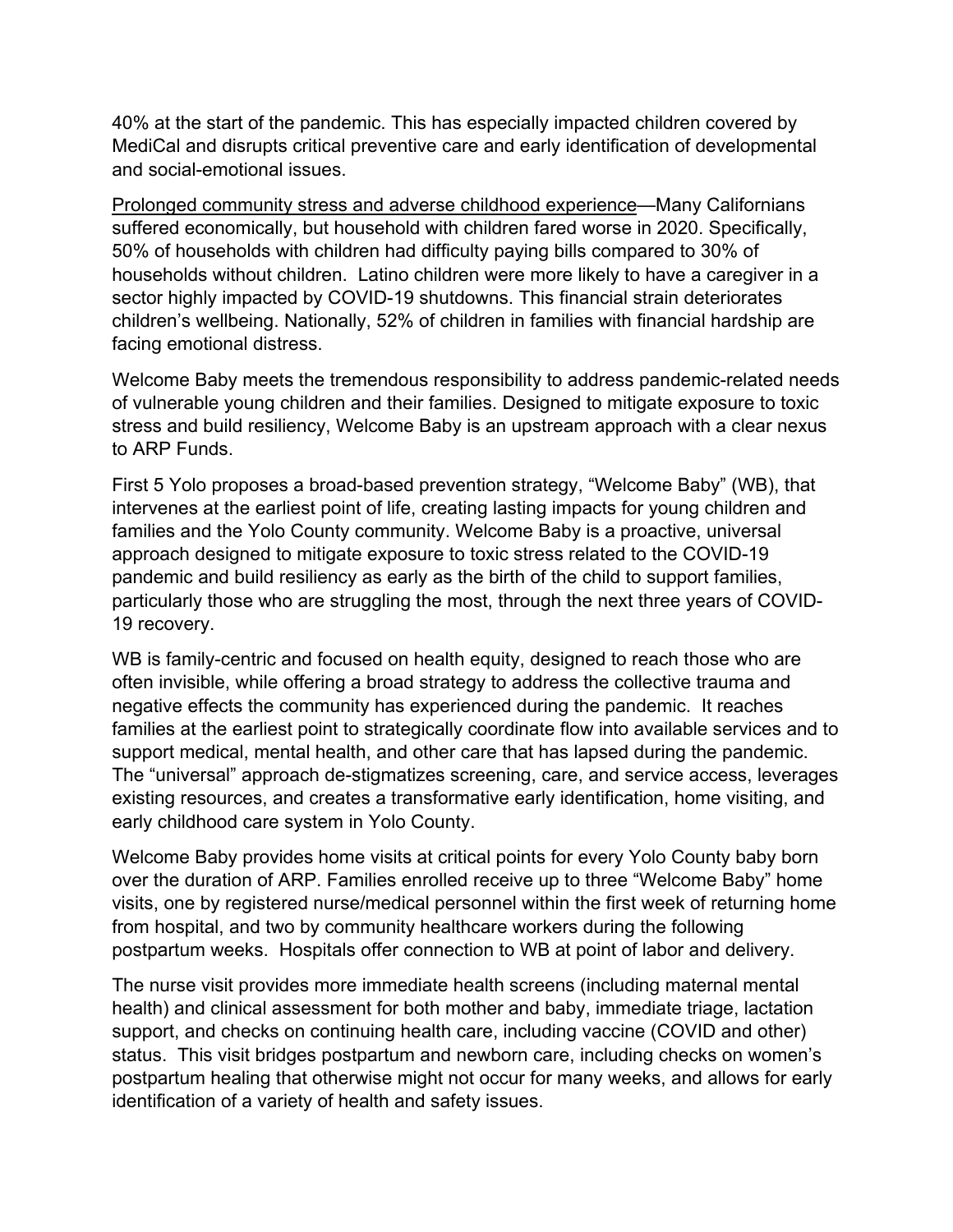40% at the start of the pandemic. This has especially impacted children covered by MediCal and disrupts critical preventive care and early identification of developmental and social-emotional issues.

<u>Prolonged community stress and adverse childhood experience</u>—Many Californians suffered economically, but household with children fared worse in 2020. Specifically, 50% of households with children had difficulty paying bills compared to 30% of households without children. Latino children were more likely to have a caregiver in a sector highly impacted by COVID-19 shutdowns. This financial strain deteriorates children's wellbeing. Nationally, 52% of children in families with financial hardship are facing emotional distress.

Welcome Baby meets the tremendous responsibility to address pandemic-related needs of vulnerable young children and their families. Designed to mitigate exposure to toxic stress and build resiliency, Welcome Baby is an upstream approach with a clear nexus to ARP Funds.

First 5 Yolo proposes a broad-based prevention strategy, "Welcome Baby" (WB), that intervenes at the earliest point of life, creating lasting impacts for young children and families and the Yolo County community. Welcome Baby is a proactive, universal approach designed to mitigate exposure to toxic stress related to the COVID-19 pandemic and build resiliency as early as the birth of the child to support families, particularly those who are struggling the most, through the next three years of COVID-19 recovery.

WB is family-centric and focused on health equity, designed to reach those who are often invisible, while offering a broad strategy to address the collective trauma and negative effects the community has experienced during the pandemic. It reaches families at the earliest point to strategically coordinate flow into available services and to support medical, mental health, and other care that has lapsed during the pandemic. The "universal" approach de-stigmatizes screening, care, and service access, leverages existing resources, and creates a transformative early identification, home visiting, and early childhood care system in Yolo County.

Welcome Baby provides home visits at critical points for every Yolo County baby born over the duration of ARP. Families enrolled receive up to three "Welcome Baby" home visits, one by registered nurse/medical personnel within the first week of returning home from hospital, and two by community healthcare workers during the following postpartum weeks. Hospitals offer connection to WB at point of labor and delivery.

The nurse visit provides more immediate health screens (including maternal mental health) and clinical assessment for both mother and baby, immediate triage, lactation support, and checks on continuing health care, including vaccine (COVID and other) status. This visit bridges postpartum and newborn care, including checks on women's postpartum healing that otherwise might not occur for many weeks, and allows for early identification of a variety of health and safety issues.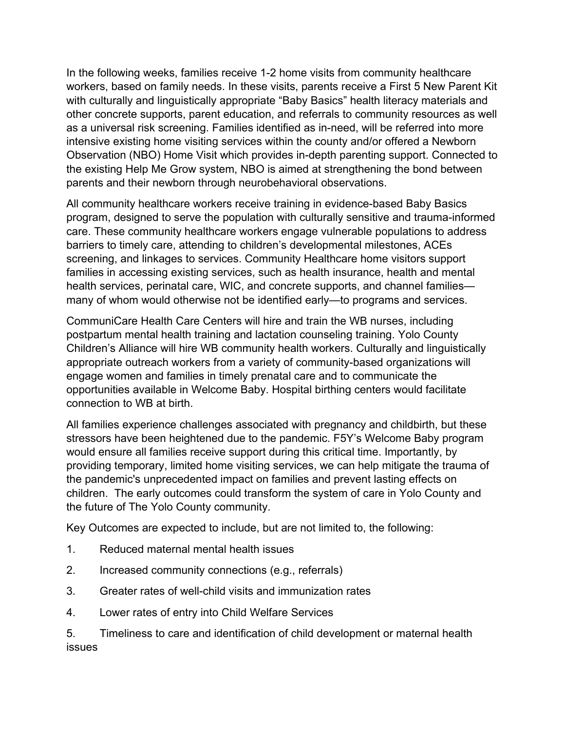In the following weeks, families receive 1-2 home visits from community healthcare workers, based on family needs. In these visits, parents receive a First 5 New Parent Kit with culturally and linguistically appropriate "Baby Basics" health literacy materials and other concrete supports, parent education, and referrals to community resources as well as a universal risk screening. Families identified as in-need, will be referred into more intensive existing home visiting services within the county and/or offered a Newborn Observation (NBO) Home Visit which provides in-depth parenting support. Connected to the existing Help Me Grow system, NBO is aimed at strengthening the bond between parents and their newborn through neurobehavioral observations.

All community healthcare workers receive training in evidence-based Baby Basics program, designed to serve the population with culturally sensitive and trauma-informed care. These community healthcare workers engage vulnerable populations to address barriers to timely care, attending to children's developmental milestones, ACEs screening, and linkages to services. Community Healthcare home visitors support families in accessing existing services, such as health insurance, health and mental health services, perinatal care, WIC, and concrete supports, and channel families—many of whom would otherwise not be identified early—to programs and services.

CommuniCare Health Care Centers will hire and train the WB nurses, including postpartum mental health training and lactation counseling training. Yolo County Children's Alliance will hire WB community health workers. Culturally and linguistically appropriate outreach workers from a variety of community-based organizations will engage women and families in timely prenatal care and to communicate the opportunities available in Welcome Baby. Hospital birthing centers would facilitate connection to WB at birth.

All families experience challenges associated with pregnancy and childbirth, but these stressors have been heightened due to the pandemic. F5Y's Welcome Baby program would ensure all families receive support during this critical time. Importantly, by providing temporary, limited home visiting services, we can help mitigate the trauma of the pandemic's unprecedented impact on families and prevent lasting effects on children. The early outcomes could transform the system of care in Yolo County and the future of The Yolo County community.

Key Outcomes are expected to include, but are not limited to, the following:

1. Reduced maternal mental health issues
2. Increased community connections (e.g., referrals)
3. Greater rates of well-child visits and immunization rates
4. Lower rates of entry into Child Welfare Services
5. Timeliness to care and identification of child development or maternal health issues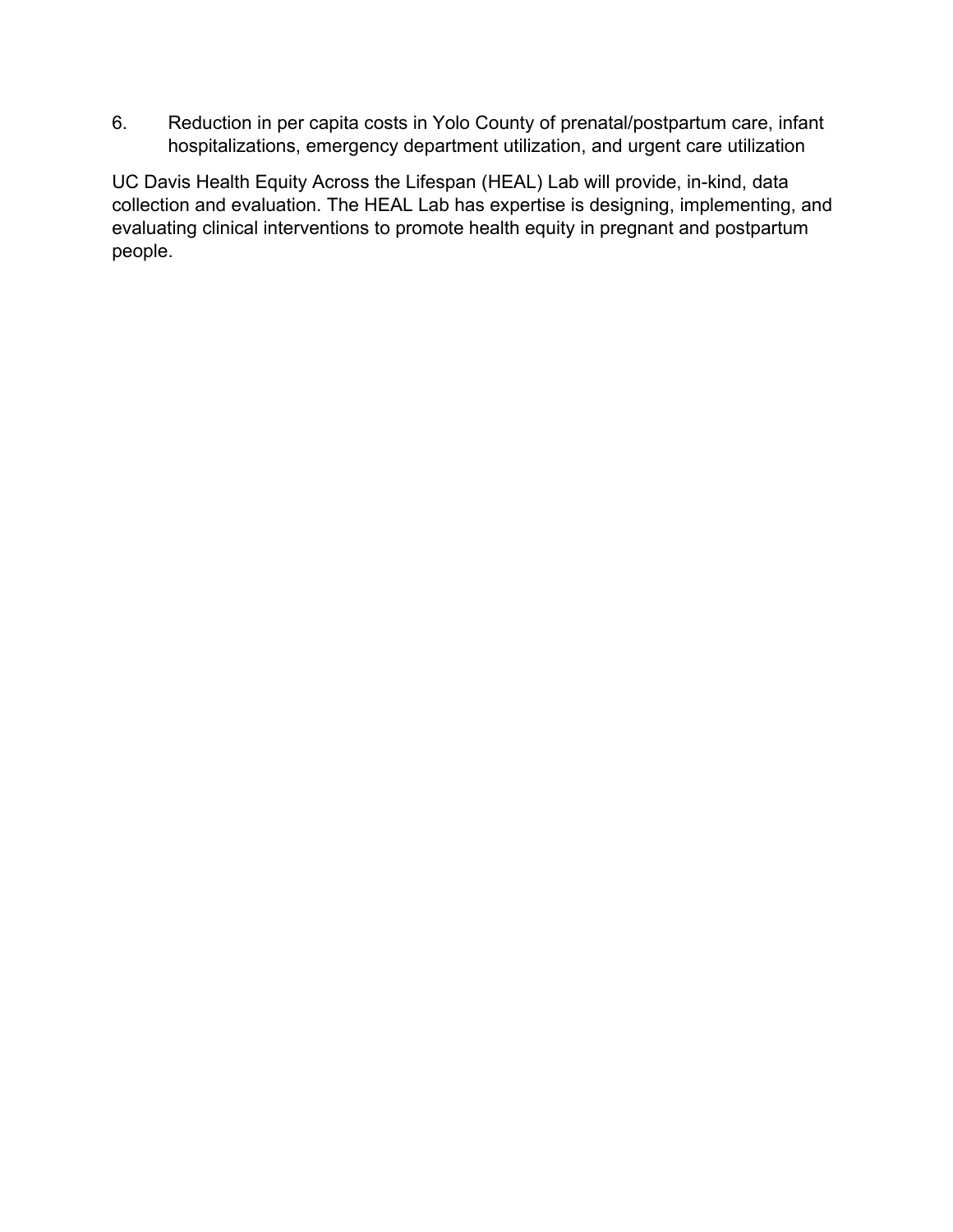6. Reduction in per capita costs in Yolo County of prenatal/postpartum care, infant hospitalizations, emergency department utilization, and urgent care utilization

UC Davis Health Equity Across the Lifespan (HEAL) Lab will provide, in-kind, data collection and evaluation. The HEAL Lab has expertise is designing, implementing, and evaluating clinical interventions to promote health equity in pregnant and postpartum people.